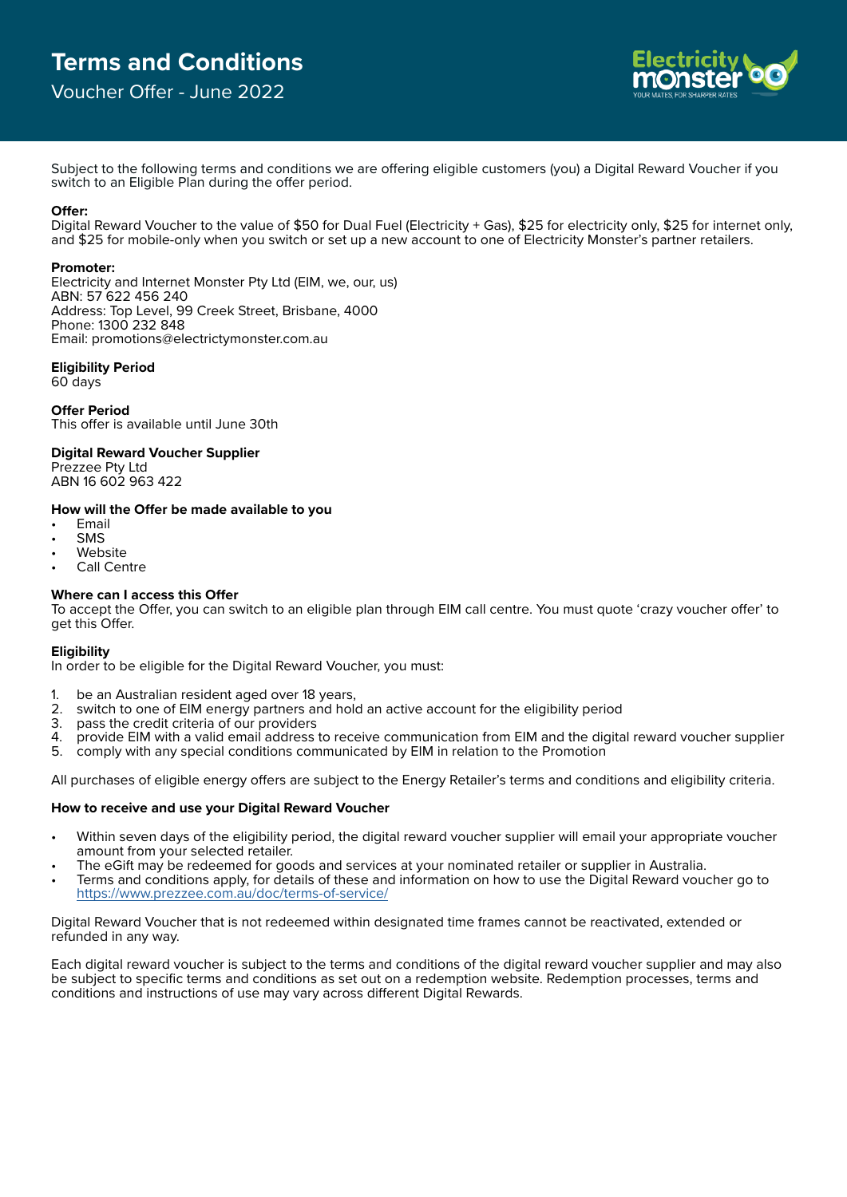# Terms and Conditions

## Voucher Offer - June 2022

Subject to the following terms and conditions we are offering eligible customers (you) a Digital Reward Voucher if you switch to an Eligible Plan during the offer period.

**Offer:**
Digital Reward Voucher to the value of $50 for Dual Fuel (Electricity + Gas), $25 for electricity only, $25 for internet only, and $25 for mobile-only when you switch or set up a new account to one of Electricity Monster's partner retailers.

**Promoter:**
Electricity and Internet Monster Pty Ltd (EIM, we, our, us)
ABN: 57 622 456 240
Address: Top Level, 99 Creek Street, Brisbane, 4000
Phone: 1300 232 848
Email: promotions@electrictymonster.com.au

**Eligibility Period**
60 days

**Offer Period**
This offer is available until June 30th

**Digital Reward Voucher Supplier**
Prezzee Pty Ltd
ABN 16 602 963 422

**How will the Offer be made available to you**

- Email
- SMS
- Website
- Call Centre

**Where can I access this Offer**
To accept the Offer, you can switch to an eligible plan through EIM call centre. You must quote 'crazy voucher offer' to get this Offer.

**Eligibility**
In order to be eligible for the Digital Reward Voucher, you must:

1. be an Australian resident aged over 18 years,
2. switch to one of EIM energy partners and hold an active account for the eligibility period
3. pass the credit criteria of our providers
4. provide EIM with a valid email address to receive communication from EIM and the digital reward voucher supplier
5. comply with any special conditions communicated by EIM in relation to the Promotion

All purchases of eligible energy offers are subject to the Energy Retailer's terms and conditions and eligibility criteria.

**How to receive and use your Digital Reward Voucher**

- Within seven days of the eligibility period, the digital reward voucher supplier will email your appropriate voucher amount from your selected retailer.
- The eGift may be redeemed for goods and services at your nominated retailer or supplier in Australia.
- Terms and conditions apply, for details of these and information on how to use the Digital Reward voucher go to https://www.prezzee.com.au/doc/terms-of-service/

Digital Reward Voucher that is not redeemed within designated time frames cannot be reactivated, extended or refunded in any way.

Each digital reward voucher is subject to the terms and conditions of the digital reward voucher supplier and may also be subject to specific terms and conditions as set out on a redemption website. Redemption processes, terms and conditions and instructions of use may vary across different Digital Rewards.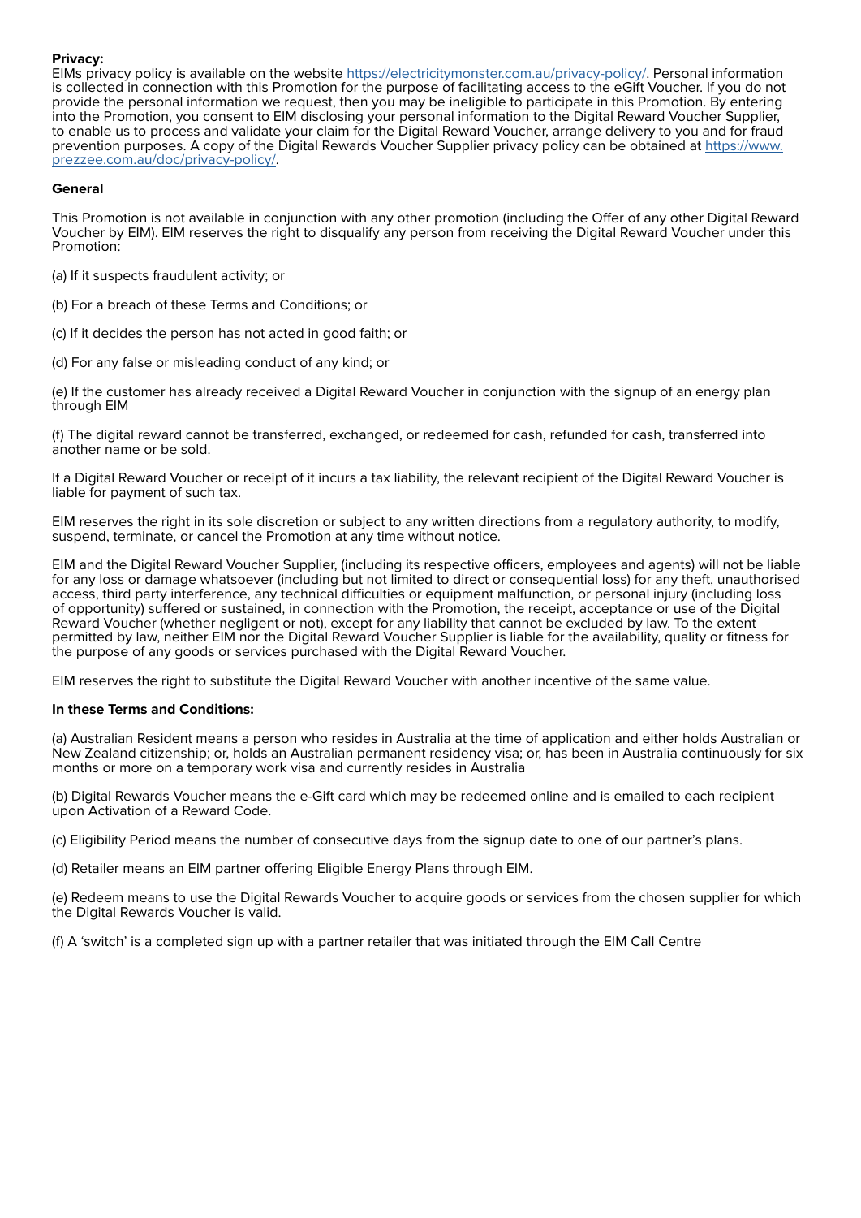**Privacy:**
EIMs privacy policy is available on the website https://electricitymonster.com.au/privacy-policy/. Personal information is collected in connection with this Promotion for the purpose of facilitating access to the eGift Voucher. If you do not provide the personal information we request, then you may be ineligible to participate in this Promotion. By entering into the Promotion, you consent to EIM disclosing your personal information to the Digital Reward Voucher Supplier, to enable us to process and validate your claim for the Digital Reward Voucher, arrange delivery to you and for fraud prevention purposes. A copy of the Digital Rewards Voucher Supplier privacy policy can be obtained at https://www.prezzee.com.au/doc/privacy-policy/.

**General**

This Promotion is not available in conjunction with any other promotion (including the Offer of any other Digital Reward Voucher by EIM). EIM reserves the right to disqualify any person from receiving the Digital Reward Voucher under this Promotion:

(a) If it suspects fraudulent activity; or

(b) For a breach of these Terms and Conditions; or

(c) If it decides the person has not acted in good faith; or

(d) For any false or misleading conduct of any kind; or

(e) If the customer has already received a Digital Reward Voucher in conjunction with the signup of an energy plan through EIM

(f) The digital reward cannot be transferred, exchanged, or redeemed for cash, refunded for cash, transferred into another name or be sold.

If a Digital Reward Voucher or receipt of it incurs a tax liability, the relevant recipient of the Digital Reward Voucher is liable for payment of such tax.

EIM reserves the right in its sole discretion or subject to any written directions from a regulatory authority, to modify, suspend, terminate, or cancel the Promotion at any time without notice.

EIM and the Digital Reward Voucher Supplier, (including its respective officers, employees and agents) will not be liable for any loss or damage whatsoever (including but not limited to direct or consequential loss) for any theft, unauthorised access, third party interference, any technical difficulties or equipment malfunction, or personal injury (including loss of opportunity) suffered or sustained, in connection with the Promotion, the receipt, acceptance or use of the Digital Reward Voucher (whether negligent or not), except for any liability that cannot be excluded by law. To the extent permitted by law, neither EIM nor the Digital Reward Voucher Supplier is liable for the availability, quality or fitness for the purpose of any goods or services purchased with the Digital Reward Voucher.

EIM reserves the right to substitute the Digital Reward Voucher with another incentive of the same value.

**In these Terms and Conditions:**

(a) Australian Resident means a person who resides in Australia at the time of application and either holds Australian or New Zealand citizenship; or, holds an Australian permanent residency visa; or, has been in Australia continuously for six months or more on a temporary work visa and currently resides in Australia

(b) Digital Rewards Voucher means the e-Gift card which may be redeemed online and is emailed to each recipient upon Activation of a Reward Code.

(c) Eligibility Period means the number of consecutive days from the signup date to one of our partner's plans.

(d) Retailer means an EIM partner offering Eligible Energy Plans through EIM.

(e) Redeem means to use the Digital Rewards Voucher to acquire goods or services from the chosen supplier for which the Digital Rewards Voucher is valid.

(f) A 'switch' is a completed sign up with a partner retailer that was initiated through the EIM Call Centre